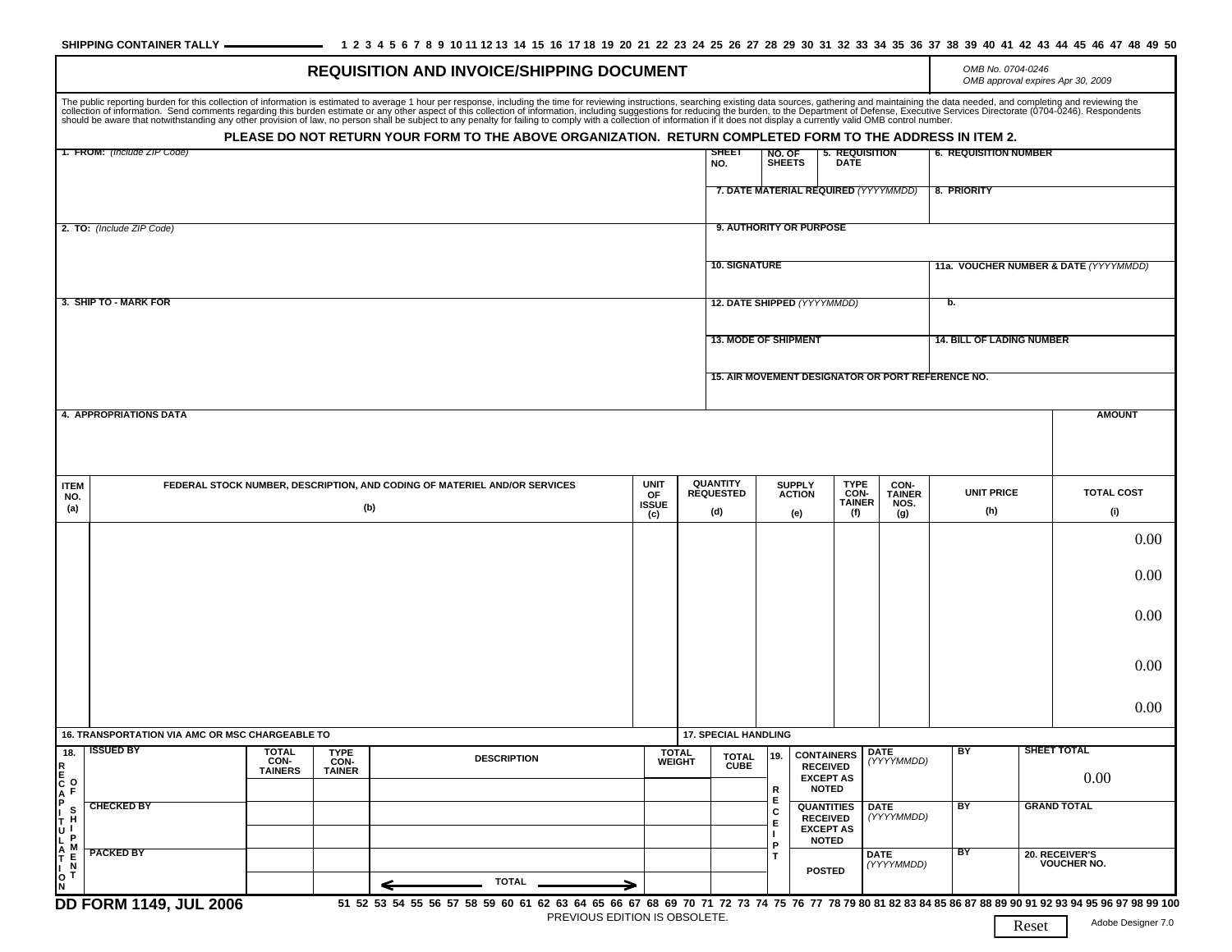SHIPPING CONTAINER TALLY ——————— 1 2 3 4 5 6 7 8 9 10 11 12 13 14 15 16 17 18 19 20 21 22 23 24 25 26 27 28 29 30 31 32 33 34 35 36 37 38 39 40 41 42 43 44 45 46 47 48 49 50

# REQUISITION AND INVOICE/SHIPPING DOCUMENT

*OMB No. 0704-0246*
*OMB approval expires Apr 30, 2009*

The public reporting burden for this collection of information is estimated to average 1 hour per response, including the time for reviewing instructions, searching existing data sources, gathering and maintaining the data needed, and completing and reviewing the collection of information. Send comments regarding this burden estimate or any other aspect of this collection of information, including suggestions for reducing the burden, to the Department of Defense, Executive Services Directorate (0704-0246). Respondents should be aware that notwithstanding any other provision of law, no person shall be subject to any penalty for failing to comply with a collection of information if it does not display a currently valid OMB control number.

**PLEASE DO NOT RETURN YOUR FORM TO THE ABOVE ORGANIZATION. RETURN COMPLETED FORM TO THE ADDRESS IN ITEM 2.**

| | | | | |
|---|---|---|---|---|
| **1. FROM:** *(Include ZIP Code)* | SHEET NO. | NO. OF SHEETS | 5. REQUISITION DATE | 6. REQUISITION NUMBER |
| | 7. DATE MATERIAL REQUIRED *(YYYYMMDD)* | | | 8. PRIORITY |
| **2. TO:** *(Include ZIP Code)* | 9. AUTHORITY OR PURPOSE | | | |
| | 10. SIGNATURE | | | 11a. VOUCHER NUMBER & DATE *(YYYYMMDD)* |
| **3. SHIP TO - MARK FOR** | 12. DATE SHIPPED *(YYYYMMDD)* | | | b. |
| | 13. MODE OF SHIPMENT | | | 14. BILL OF LADING NUMBER |
| | 15. AIR MOVEMENT DESIGNATOR OR PORT REFERENCE NO. | | | |

| 4. APPROPRIATIONS DATA | AMOUNT |
|---|---|
| | |

| ITEM NO. (a) | FEDERAL STOCK NUMBER, DESCRIPTION, AND CODING OF MATERIEL AND/OR SERVICES (b) | UNIT OF ISSUE (c) | QUANTITY REQUESTED (d) | SUPPLY ACTION (e) | TYPE CONTAINER (f) | CONTAINER NOS. (g) | UNIT PRICE (h) | TOTAL COST (i) |
|---|---|---|---|---|---|---|---|---|
| | | | | | | | | 0.00 |
| | | | | | | | | 0.00 |
| | | | | | | | | 0.00 |
| | | | | | | | | 0.00 |
| | | | | | | | | 0.00 |

| 16. TRANSPORTATION VIA AMC OR MSC CHARGEABLE TO | 17. SPECIAL HANDLING |
|---|---|
| | |

| 18. RECAPITULATION OF SHIPMENT | TOTAL CONTAINERS | TYPE CONTAINER | DESCRIPTION | TOTAL WEIGHT | TOTAL CUBE | 19. RECEIPT | | DATE *(YYYYMMDD)* | BY | |
|---|---|---|---|---|---|---|---|---|---|---|
| ISSUED BY | | | | | | | CONTAINERS RECEIVED EXCEPT AS NOTED | | | SHEET TOTAL 0.00 |
| CHECKED BY | | | | | | | QUANTITIES RECEIVED EXCEPT AS NOTED | | | GRAND TOTAL |
| PACKED BY | | | ← TOTAL → | | | | POSTED | | | 20. RECEIVER'S VOUCHER NO. |

**DD FORM 1149, JUL 2006** 51 52 53 54 55 56 57 58 59 60 61 62 63 64 65 66 67 68 69 70 71 72 73 74 75 76 77 78 79 80 81 82 83 84 85 86 87 88 89 90 91 92 93 94 95 96 97 98 99 100

PREVIOUS EDITION IS OBSOLETE.

Reset

Adobe Designer 7.0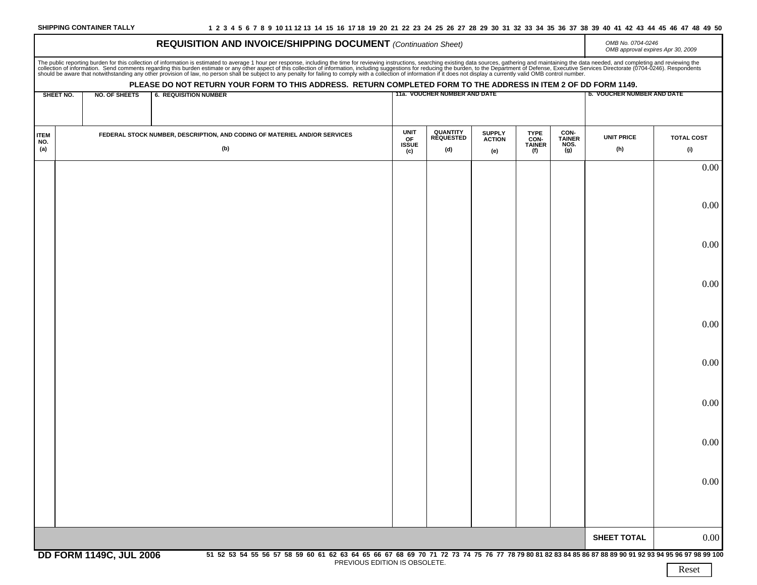SHIPPING CONTAINER TALLY 1 2 3 4 5 6 7 8 9 10 11 12 13 14 15 16 17 18 19 20 21 22 23 24 25 26 27 28 29 30 31 32 33 34 35 36 37 38 39 40 41 42 43 44 45 46 47 48 49 50

# REQUISITION AND INVOICE/SHIPPING DOCUMENT *(Continuation Sheet)*

*OMB No. 0704-0246*
*OMB approval expires Apr 30, 2009*

The public reporting burden for this collection of information is estimated to average 1 hour per response, including the time for reviewing instructions, searching existing data sources, gathering and maintaining the data needed, and completing and reviewing the collection of information. Send comments regarding this burden estimate or any other aspect of this collection of information, including suggestions for reducing the burden, to the Department of Defense, Executive Services Directorate (0704-0246). Respondents should be aware that notwithstanding any other provision of law, no person shall be subject to any penalty for failing to comply with a collection of information if it does not display a currently valid OMB control number.

**PLEASE DO NOT RETURN YOUR FORM TO THIS ADDRESS. RETURN COMPLETED FORM TO THE ADDRESS IN ITEM 2 OF DD FORM 1149.**

| SHEET NO. | NO. OF SHEETS | 6. REQUISITION NUMBER | 11a. VOUCHER NUMBER AND DATE | b. VOUCHER NUMBER AND DATE |
|---|---|---|---|---|
| | | | | |

| ITEM NO. (a) | FEDERAL STOCK NUMBER, DESCRIPTION, AND CODING OF MATERIEL AND/OR SERVICES (b) | UNIT OF ISSUE (c) | QUANTITY REQUESTED (d) | SUPPLY ACTION (e) | TYPE CON-TAINER (f) | CON-TAINER NOS. (g) | UNIT PRICE (h) | TOTAL COST (i) |
|---|---|---|---|---|---|---|---|---|
| | | | | | | | | 0.00 |
| | | | | | | | | 0.00 |
| | | | | | | | | 0.00 |
| | | | | | | | | 0.00 |
| | | | | | | | | 0.00 |
| | | | | | | | | 0.00 |
| | | | | | | | | 0.00 |
| | | | | | | | | 0.00 |
| | | | | | | | | 0.00 |
| | | | | | | | SHEET TOTAL | 0.00 |

**DD FORM 1149C, JUL 2006** 51 52 53 54 55 56 57 58 59 60 61 62 63 64 65 66 67 68 69 70 71 72 73 74 75 76 77 78 79 80 81 82 83 84 85 86 87 88 89 90 91 92 93 94 95 96 97 98 99 100

PREVIOUS EDITION IS OBSOLETE.

Reset